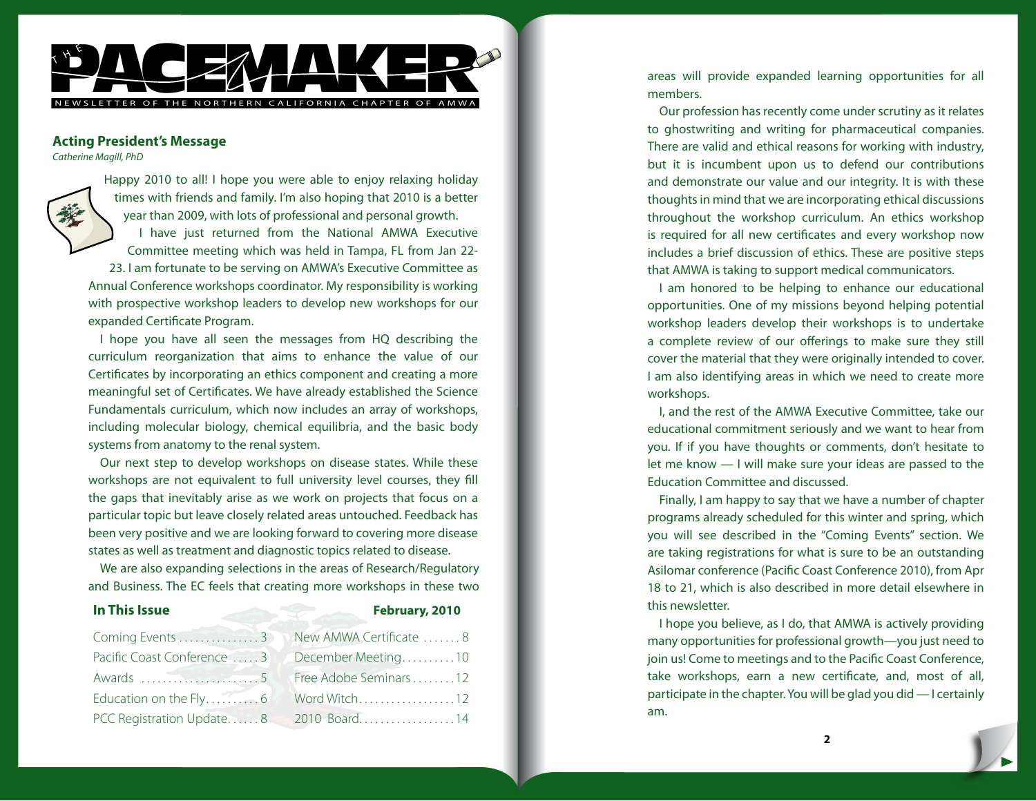# THE PACEMAKER

NEWSLETTER OF THE NORTHERN CALIFORNIA CHAPTER OF AMWA

## Acting President's Message

*Catherine Magill, PhD*

Happy 2010 to all! I hope you were able to enjoy relaxing holiday times with friends and family. I'm also hoping that 2010 is a better year than 2009, with lots of professional and personal growth.

I have just returned from the National AMWA Executive Committee meeting which was held in Tampa, FL from Jan 22-23. I am fortunate to be serving on AMWA's Executive Committee as Annual Conference workshops coordinator. My responsibility is working with prospective workshop leaders to develop new workshops for our expanded Certificate Program.

I hope you have all seen the messages from HQ describing the curriculum reorganization that aims to enhance the value of our Certificates by incorporating an ethics component and creating a more meaningful set of Certificates. We have already established the Science Fundamentals curriculum, which now includes an array of workshops, including molecular biology, chemical equilibria, and the basic body systems from anatomy to the renal system.

Our next step to develop workshops on disease states. While these workshops are not equivalent to full university level courses, they fill the gaps that inevitably arise as we work on projects that focus on a particular topic but leave closely related areas untouched. Feedback has been very positive and we are looking forward to covering more disease states as well as treatment and diagnostic topics related to disease.

We are also expanding selections in the areas of Research/Regulatory and Business. The EC feels that creating more workshops in these two areas will provide expanded learning opportunities for all members.

Our profession has recently come under scrutiny as it relates to ghostwriting and writing for pharmaceutical companies. There are valid and ethical reasons for working with industry, but it is incumbent upon us to defend our contributions and demonstrate our value and our integrity. It is with these thoughts in mind that we are incorporating ethical discussions throughout the workshop curriculum. An ethics workshop is required for all new certificates and every workshop now includes a brief discussion of ethics. These are positive steps that AMWA is taking to support medical communicators.

I am honored to be helping to enhance our educational opportunities. One of my missions beyond helping potential workshop leaders develop their workshops is to undertake a complete review of our offerings to make sure they still cover the material that they were originally intended to cover. I am also identifying areas in which we need to create more workshops.

I, and the rest of the AMWA Executive Committee, take our educational commitment seriously and we want to hear from you. If if you have thoughts or comments, don't hesitate to let me know — I will make sure your ideas are passed to the Education Committee and discussed.

Finally, I am happy to say that we have a number of chapter programs already scheduled for this winter and spring, which you will see described in the "Coming Events" section. We are taking registrations for what is sure to be an outstanding Asilomar conference (Pacific Coast Conference 2010), from Apr 18 to 21, which is also described in more detail elsewhere in this newsletter.

I hope you believe, as I do, that AMWA is actively providing many opportunities for professional growth—you just need to join us! Come to meetings and to the Pacific Coast Conference, take workshops, earn a new certificate, and, most of all, participate in the chapter. You will be glad you did — I certainly am.

## In This Issue

**February, 2010**

| | | | |
|---|---|---|---|
| Coming Events | 3 | New AMWA Certificate | 8 |
| Pacific Coast Conference | 3 | December Meeting | 10 |
| Awards | 5 | Free Adobe Seminars | 12 |
| Education on the Fly | 6 | Word Witch | 12 |
| PCC Registration Update | 8 | 2010 Board | 14 |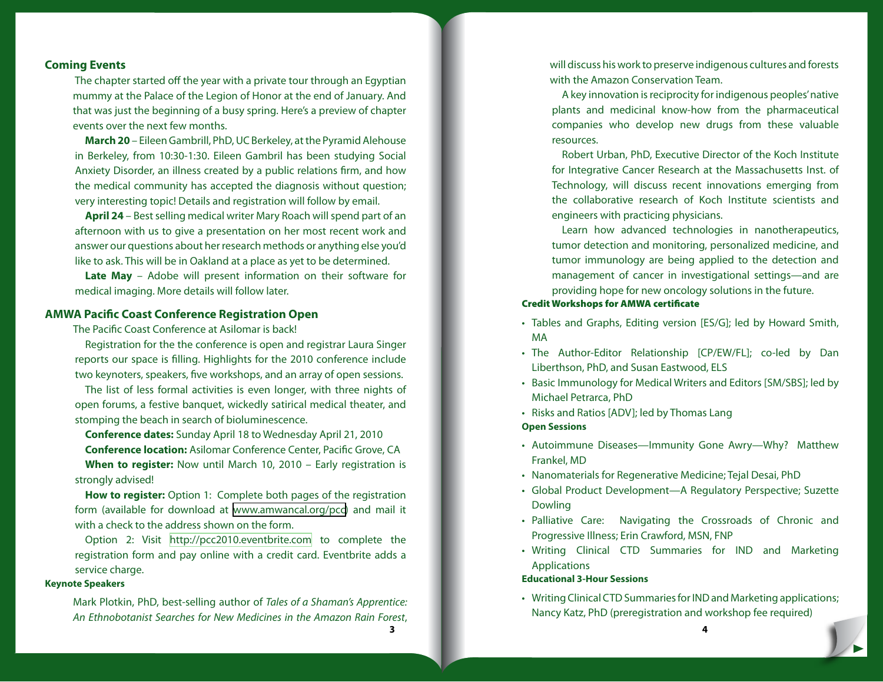## Coming Events

The chapter started off the year with a private tour through an Egyptian mummy at the Palace of the Legion of Honor at the end of January. And that was just the beginning of a busy spring. Here's a preview of chapter events over the next few months.

**March 20** – Eileen Gambrill, PhD, UC Berkeley, at the Pyramid Alehouse in Berkeley, from 10:30-1:30. Eileen Gambril has been studying Social Anxiety Disorder, an illness created by a public relations firm, and how the medical community has accepted the diagnosis without question; very interesting topic! Details and registration will follow by email.

**April 24** – Best selling medical writer Mary Roach will spend part of an afternoon with us to give a presentation on her most recent work and answer our questions about her research methods or anything else you'd like to ask. This will be in Oakland at a place as yet to be determined.

**Late May** – Adobe will present information on their software for medical imaging. More details will follow later.

## AMWA Pacific Coast Conference Registration Open

The Pacific Coast Conference at Asilomar is back!

Registration for the the conference is open and registrar Laura Singer reports our space is filling. Highlights for the 2010 conference include two keynoters, speakers, five workshops, and an array of open sessions.

The list of less formal activities is even longer, with three nights of open forums, a festive banquet, wickedly satirical medical theater, and stomping the beach in search of bioluminescence.

**Conference dates:** Sunday April 18 to Wednesday April 21, 2010

**Conference location:** Asilomar Conference Center, Pacific Grove, CA

**When to register:** Now until March 10, 2010 – Early registration is strongly advised!

**How to register:** Option 1: Complete both pages of the registration form (available for download at www.amwancal.org/pcc) and mail it with a check to the address shown on the form.

Option 2: Visit http://pcc2010.eventbrite.com to complete the registration form and pay online with a credit card. Eventbrite adds a service charge.

### Keynote Speakers

Mark Plotkin, PhD, best-selling author of *Tales of a Shaman's Apprentice: An Ethnobotanist Searches for New Medicines in the Amazon Rain Forest*, will discuss his work to preserve indigenous cultures and forests with the Amazon Conservation Team.

A key innovation is reciprocity for indigenous peoples' native plants and medicinal know-how from the pharmaceutical companies who develop new drugs from these valuable resources.

Robert Urban, PhD, Executive Director of the Koch Institute for Integrative Cancer Research at the Massachusetts Inst. of Technology, will discuss recent innovations emerging from the collaborative research of Koch Institute scientists and engineers with practicing physicians.

Learn how advanced technologies in nanotherapeutics, tumor detection and monitoring, personalized medicine, and tumor immunology are being applied to the detection and management of cancer in investigational settings—and are providing hope for new oncology solutions in the future.

### Credit Workshops for AMWA certificate

- Tables and Graphs, Editing version [ES/G]; led by Howard Smith, MA
- The Author-Editor Relationship [CP/EW/FL]; co-led by Dan Liberthson, PhD, and Susan Eastwood, ELS
- Basic Immunology for Medical Writers and Editors [SM/SBS]; led by Michael Petrarca, PhD
- Risks and Ratios [ADV]; led by Thomas Lang

### Open Sessions

- Autoimmune Diseases—Immunity Gone Awry—Why? Matthew Frankel, MD
- Nanomaterials for Regenerative Medicine; Tejal Desai, PhD
- Global Product Development—A Regulatory Perspective; Suzette Dowling
- Palliative Care: Navigating the Crossroads of Chronic and Progressive Illness; Erin Crawford, MSN, FNP
- Writing Clinical CTD Summaries for IND and Marketing Applications

### Educational 3-Hour Sessions

- Writing Clinical CTD Summaries for IND and Marketing applications; Nancy Katz, PhD (preregistration and workshop fee required)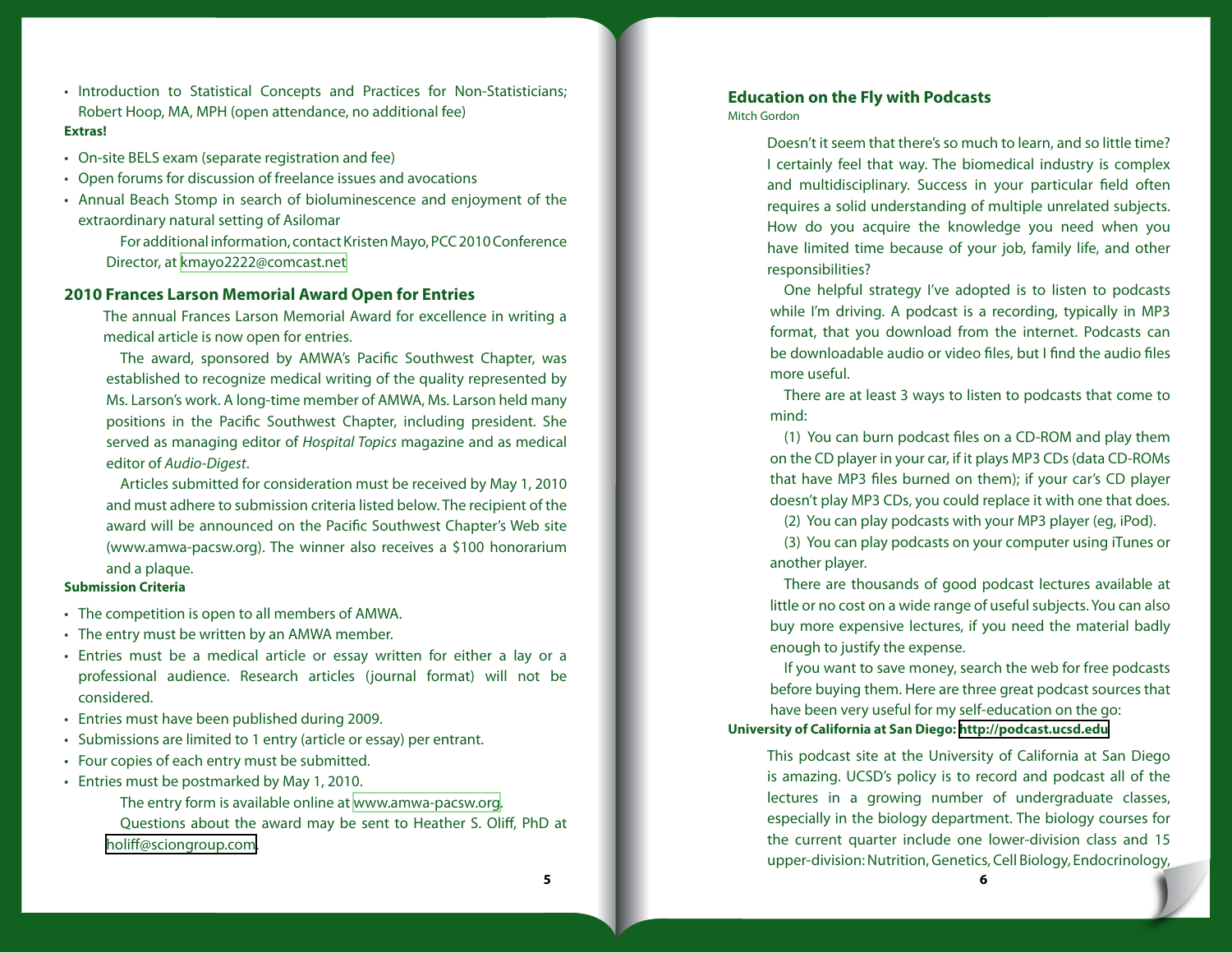- Introduction to Statistical Concepts and Practices for Non-Statisticians; Robert Hoop, MA, MPH (open attendance, no additional fee)

**Extras!**

- On-site BELS exam (separate registration and fee)
- Open forums for discussion of freelance issues and avocations
- Annual Beach Stomp in search of bioluminescence and enjoyment of the extraordinary natural setting of Asilomar

For additional information, contact Kristen Mayo, PCC 2010 Conference Director, at kmayo2222@comcast.net

## 2010 Frances Larson Memorial Award Open for Entries

The annual Frances Larson Memorial Award for excellence in writing a medical article is now open for entries.

The award, sponsored by AMWA's Pacific Southwest Chapter, was established to recognize medical writing of the quality represented by Ms. Larson's work. A long-time member of AMWA, Ms. Larson held many positions in the Pacific Southwest Chapter, including president. She served as managing editor of *Hospital Topics* magazine and as medical editor of *Audio-Digest*.

Articles submitted for consideration must be received by May 1, 2010 and must adhere to submission criteria listed below. The recipient of the award will be announced on the Pacific Southwest Chapter's Web site (www.amwa-pacsw.org). The winner also receives a $100 honorarium and a plaque.

**Submission Criteria**

- The competition is open to all members of AMWA.
- The entry must be written by an AMWA member.
- Entries must be a medical article or essay written for either a lay or a professional audience. Research articles (journal format) will not be considered.
- Entries must have been published during 2009.
- Submissions are limited to 1 entry (article or essay) per entrant.
- Four copies of each entry must be submitted.
- Entries must be postmarked by May 1, 2010.

The entry form is available online at www.amwa-pacsw.org.

Questions about the award may be sent to Heather S. Oliff, PhD at holiff@sciongroup.com.

## Education on the Fly with Podcasts

Mitch Gordon

Doesn't it seem that there's so much to learn, and so little time? I certainly feel that way. The biomedical industry is complex and multidisciplinary. Success in your particular field often requires a solid understanding of multiple unrelated subjects. How do you acquire the knowledge you need when you have limited time because of your job, family life, and other responsibilities?

One helpful strategy I've adopted is to listen to podcasts while I'm driving. A podcast is a recording, typically in MP3 format, that you download from the internet. Podcasts can be downloadable audio or video files, but I find the audio files more useful.

There are at least 3 ways to listen to podcasts that come to mind:

(1) You can burn podcast files on a CD-ROM and play them on the CD player in your car, if it plays MP3 CDs (data CD-ROMs that have MP3 files burned on them); if your car's CD player doesn't play MP3 CDs, you could replace it with one that does.

(2) You can play podcasts with your MP3 player (eg, iPod).

(3) You can play podcasts on your computer using iTunes or another player.

There are thousands of good podcast lectures available at little or no cost on a wide range of useful subjects. You can also buy more expensive lectures, if you need the material badly enough to justify the expense.

If you want to save money, search the web for free podcasts before buying them. Here are three great podcast sources that have been very useful for my self-education on the go:

**University of California at San Diego: http://podcast.ucsd.edu**

This podcast site at the University of California at San Diego is amazing. UCSD's policy is to record and podcast all of the lectures in a growing number of undergraduate classes, especially in the biology department. The biology courses for the current quarter include one lower-division class and 15 upper-division: Nutrition, Genetics, Cell Biology, Endocrinology,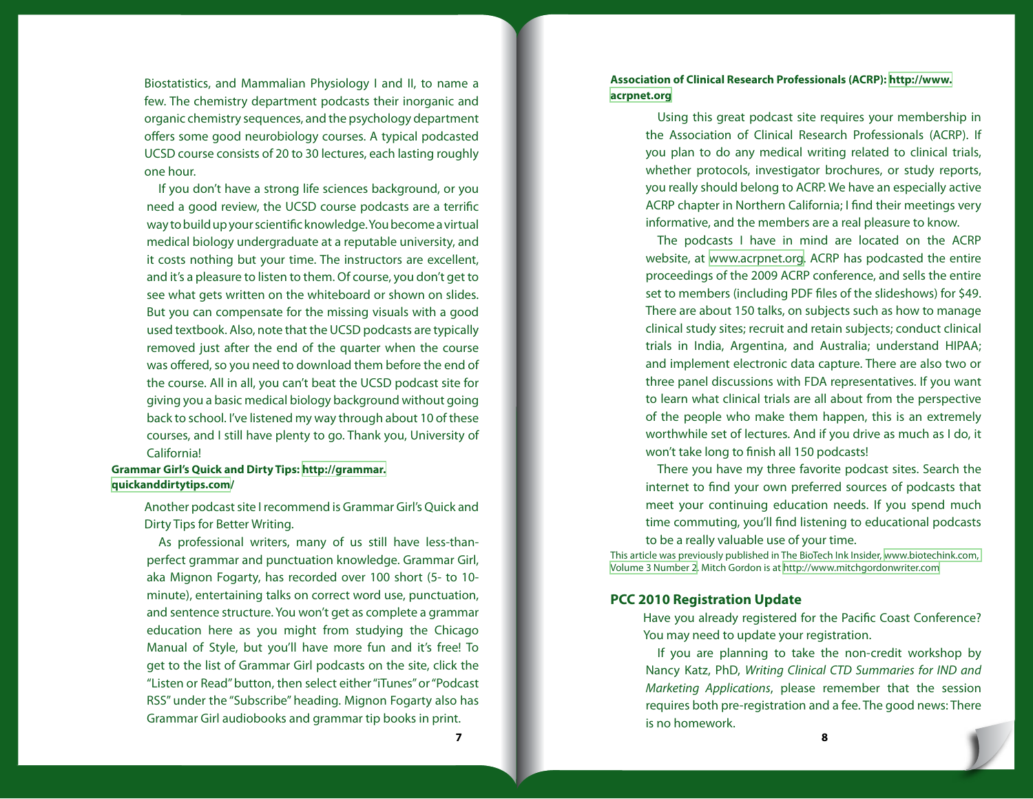Biostatistics, and Mammalian Physiology I and II, to name a few. The chemistry department podcasts their inorganic and organic chemistry sequences, and the psychology department offers some good neurobiology courses. A typical podcasted UCSD course consists of 20 to 30 lectures, each lasting roughly one hour.

If you don't have a strong life sciences background, or you need a good review, the UCSD course podcasts are a terrific way to build up your scientific knowledge. You become a virtual medical biology undergraduate at a reputable university, and it costs nothing but your time. The instructors are excellent, and it's a pleasure to listen to them. Of course, you don't get to see what gets written on the whiteboard or shown on slides. But you can compensate for the missing visuals with a good used textbook. Also, note that the UCSD podcasts are typically removed just after the end of the quarter when the course was offered, so you need to download them before the end of the course. All in all, you can't beat the UCSD podcast site for giving you a basic medical biology background without going back to school. I've listened my way through about 10 of these courses, and I still have plenty to go. Thank you, University of California!

**Grammar Girl's Quick and Dirty Tips: http://grammar.quickanddirtytips.com/**

Another podcast site I recommend is Grammar Girl's Quick and Dirty Tips for Better Writing.

As professional writers, many of us still have less-than-perfect grammar and punctuation knowledge. Grammar Girl, aka Mignon Fogarty, has recorded over 100 short (5- to 10-minute), entertaining talks on correct word use, punctuation, and sentence structure. You won't get as complete a grammar education here as you might from studying the Chicago Manual of Style, but you'll have more fun and it's free! To get to the list of Grammar Girl podcasts on the site, click the "Listen or Read" button, then select either "iTunes" or "Podcast RSS" under the "Subscribe" heading. Mignon Fogarty also has Grammar Girl audiobooks and grammar tip books in print.

**Association of Clinical Research Professionals (ACRP): http://www.acrpnet.org**

Using this great podcast site requires your membership in the Association of Clinical Research Professionals (ACRP). If you plan to do any medical writing related to clinical trials, whether protocols, investigator brochures, or study reports, you really should belong to ACRP. We have an especially active ACRP chapter in Northern California; I find their meetings very informative, and the members are a real pleasure to know.

The podcasts I have in mind are located on the ACRP website, at www.acrpnet.org. ACRP has podcasted the entire proceedings of the 2009 ACRP conference, and sells the entire set to members (including PDF files of the slideshows) for $49. There are about 150 talks, on subjects such as how to manage clinical study sites; recruit and retain subjects; conduct clinical trials in India, Argentina, and Australia; understand HIPAA; and implement electronic data capture. There are also two or three panel discussions with FDA representatives. If you want to learn what clinical trials are all about from the perspective of the people who make them happen, this is an extremely worthwhile set of lectures. And if you drive as much as I do, it won't take long to finish all 150 podcasts!

There you have my three favorite podcast sites. Search the internet to find your own preferred sources of podcasts that meet your continuing education needs. If you spend much time commuting, you'll find listening to educational podcasts to be a really valuable use of your time.

This article was previously published in The BioTech Ink Insider, www.biotechink.com, Volume 3 Number 2. Mitch Gordon is at http://www.mitchgordonwriter.com

## PCC 2010 Registration Update

Have you already registered for the Pacific Coast Conference? You may need to update your registration.

If you are planning to take the non-credit workshop by Nancy Katz, PhD, *Writing Clinical CTD Summaries for IND and Marketing Applications*, please remember that the session requires both pre-registration and a fee. The good news: There is no homework.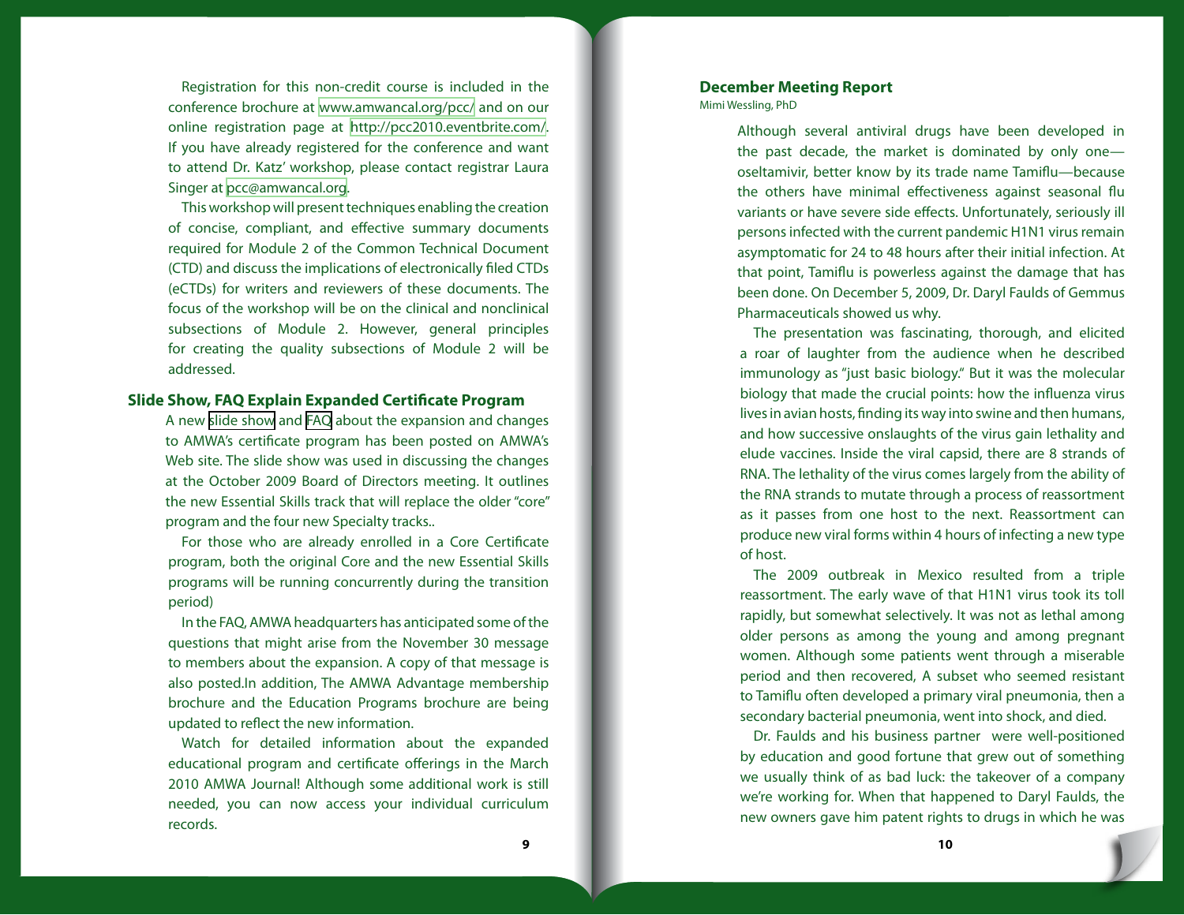Registration for this non-credit course is included in the conference brochure at www.amwancal.org/pcc/ and on our online registration page at http://pcc2010.eventbrite.com/. If you have already registered for the conference and want to attend Dr. Katz' workshop, please contact registrar Laura Singer at pcc@amwancal.org.

This workshop will present techniques enabling the creation of concise, compliant, and effective summary documents required for Module 2 of the Common Technical Document (CTD) and discuss the implications of electronically filed CTDs (eCTDs) for writers and reviewers of these documents. The focus of the workshop will be on the clinical and nonclinical subsections of Module 2. However, general principles for creating the quality subsections of Module 2 will be addressed.

## Slide Show, FAQ Explain Expanded Certificate Program

A new slide show and FAQ about the expansion and changes to AMWA's certificate program has been posted on AMWA's Web site. The slide show was used in discussing the changes at the October 2009 Board of Directors meeting. It outlines the new Essential Skills track that will replace the older "core" program and the four new Specialty tracks..

For those who are already enrolled in a Core Certificate program, both the original Core and the new Essential Skills programs will be running concurrently during the transition period)

In the FAQ, AMWA headquarters has anticipated some of the questions that might arise from the November 30 message to members about the expansion. A copy of that message is also posted.In addition, The AMWA Advantage membership brochure and the Education Programs brochure are being updated to reflect the new information.

Watch for detailed information about the expanded educational program and certificate offerings in the March 2010 AMWA Journal! Although some additional work is still needed, you can now access your individual curriculum records.

## December Meeting Report

Mimi Wessling, PhD

Although several antiviral drugs have been developed in the past decade, the market is dominated by only one—oseltamivir, better know by its trade name Tamiflu—because the others have minimal effectiveness against seasonal flu variants or have severe side effects. Unfortunately, seriously ill persons infected with the current pandemic H1N1 virus remain asymptomatic for 24 to 48 hours after their initial infection. At that point, Tamiflu is powerless against the damage that has been done. On December 5, 2009, Dr. Daryl Faulds of Gemmus Pharmaceuticals showed us why.

The presentation was fascinating, thorough, and elicited a roar of laughter from the audience when he described immunology as "just basic biology." But it was the molecular biology that made the crucial points: how the influenza virus lives in avian hosts, finding its way into swine and then humans, and how successive onslaughts of the virus gain lethality and elude vaccines. Inside the viral capsid, there are 8 strands of RNA. The lethality of the virus comes largely from the ability of the RNA strands to mutate through a process of reassortment as it passes from one host to the next. Reassortment can produce new viral forms within 4 hours of infecting a new type of host.

The 2009 outbreak in Mexico resulted from a triple reassortment. The early wave of that H1N1 virus took its toll rapidly, but somewhat selectively. It was not as lethal among older persons as among the young and among pregnant women. Although some patients went through a miserable period and then recovered, A subset who seemed resistant to Tamiflu often developed a primary viral pneumonia, then a secondary bacterial pneumonia, went into shock, and died.

Dr. Faulds and his business partner were well-positioned by education and good fortune that grew out of something we usually think of as bad luck: the takeover of a company we're working for. When that happened to Daryl Faulds, the new owners gave him patent rights to drugs in which he was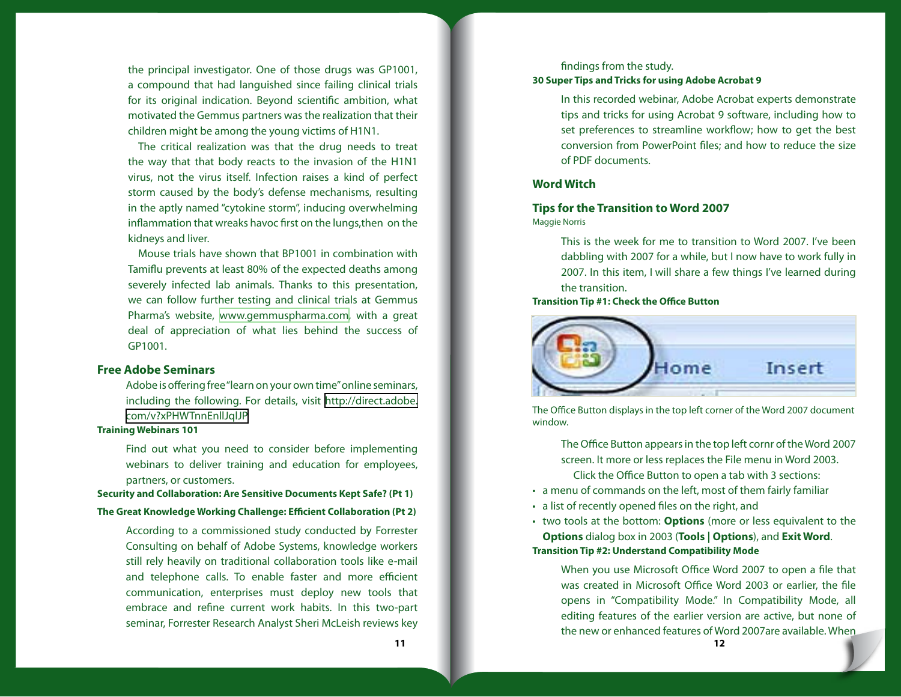the principal investigator. One of those drugs was GP1001, a compound that had languished since failing clinical trials for its original indication. Beyond scientific ambition, what motivated the Gemmus partners was the realization that their children might be among the young victims of H1N1.

The critical realization was that the drug needs to treat the way that that body reacts to the invasion of the H1N1 virus, not the virus itself. Infection raises a kind of perfect storm caused by the body's defense mechanisms, resulting in the aptly named "cytokine storm", inducing overwhelming inflammation that wreaks havoc first on the lungs,then on the kidneys and liver.

Mouse trials have shown that BP1001 in combination with Tamiflu prevents at least 80% of the expected deaths among severely infected lab animals. Thanks to this presentation, we can follow further testing and clinical trials at Gemmus Pharma's website, www.gemmuspharma.com, with a great deal of appreciation of what lies behind the success of GP1001.

## Free Adobe Seminars

Adobe is offering free "learn on your own time" online seminars, including the following. For details, visit http://direct.adobe.com/v?xPHWTnnEnllJqlJP

**Training Webinars 101**

Find out what you need to consider before implementing webinars to deliver training and education for employees, partners, or customers.

**Security and Collaboration: Are Sensitive Documents Kept Safe? (Pt 1)**

**The Great Knowledge Working Challenge: Efficient Collaboration (Pt 2)**

According to a commissioned study conducted by Forrester Consulting on behalf of Adobe Systems, knowledge workers still rely heavily on traditional collaboration tools like e-mail and telephone calls. To enable faster and more efficient communication, enterprises must deploy new tools that embrace and refine current work habits. In this two-part seminar, Forrester Research Analyst Sheri McLeish reviews key findings from the study.

**30 Super Tips and Tricks for using Adobe Acrobat 9**

In this recorded webinar, Adobe Acrobat experts demonstrate tips and tricks for using Acrobat 9 software, including how to set preferences to streamline workflow; how to get the best conversion from PowerPoint files; and how to reduce the size of PDF documents.

## Word Witch

## Tips for the Transition to Word 2007

Maggie Norris

This is the week for me to transition to Word 2007. I've been dabbling with 2007 for a while, but I now have to work fully in 2007. In this item, I will share a few things I've learned during the transition.

**Transition Tip #1: Check the Office Button**

The Office Button displays in the top left corner of the Word 2007 document window.

The Office Button appears in the top left cornr of the Word 2007 screen. It more or less replaces the File menu in Word 2003.

Click the Office Button to open a tab with 3 sections:

- a menu of commands on the left, most of them fairly familiar
- a list of recently opened files on the right, and
- two tools at the bottom: **Options** (more or less equivalent to the **Options** dialog box in 2003 (**Tools | Options**), and **Exit Word**.

**Transition Tip #2: Understand Compatibility Mode**

When you use Microsoft Office Word 2007 to open a file that was created in Microsoft Office Word 2003 or earlier, the file opens in "Compatibility Mode." In Compatibility Mode, all editing features of the earlier version are active, but none of the new or enhanced features of Word 2007are available. When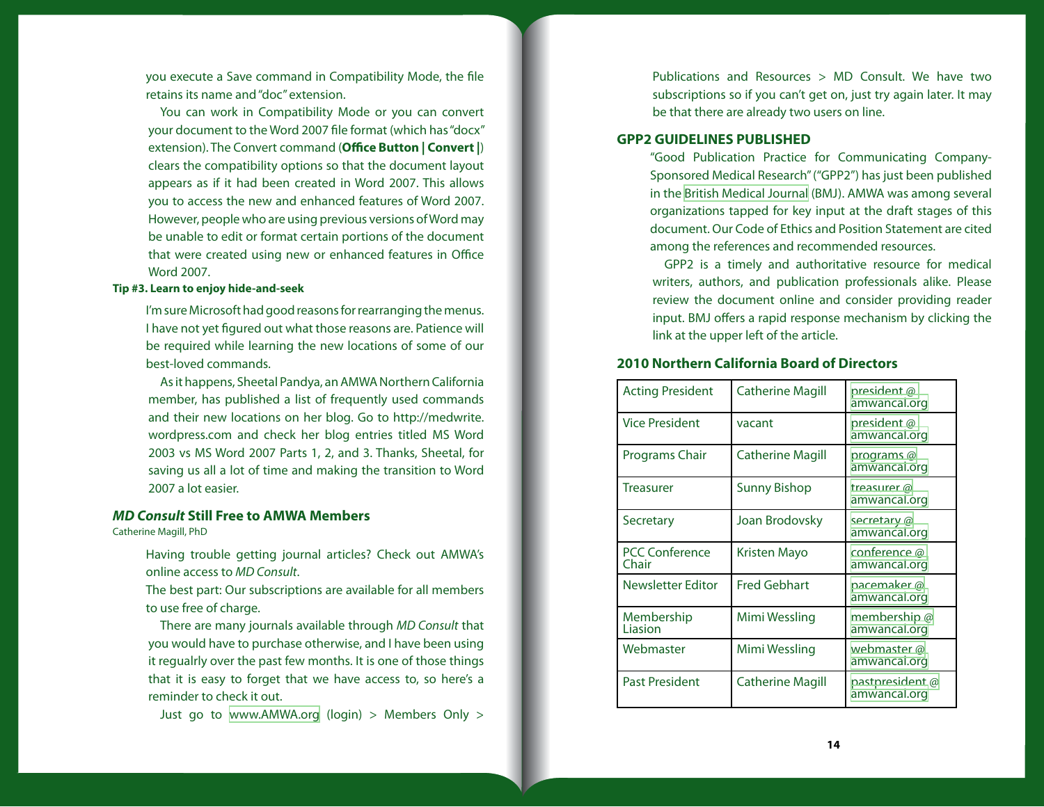you execute a Save command in Compatibility Mode, the file retains its name and "doc" extension.

You can work in Compatibility Mode or you can convert your document to the Word 2007 file format (which has "docx" extension). The Convert command (**Office Button | Convert |**) clears the compatibility options so that the document layout appears as if it had been created in Word 2007. This allows you to access the new and enhanced features of Word 2007. However, people who are using previous versions of Word may be unable to edit or format certain portions of the document that were created using new or enhanced features in Office Word 2007.

**Tip #3. Learn to enjoy hide-and-seek**

I'm sure Microsoft had good reasons for rearranging the menus. I have not yet figured out what those reasons are. Patience will be required while learning the new locations of some of our best-loved commands.

As it happens, Sheetal Pandya, an AMWA Northern California member, has published a list of frequently used commands and their new locations on her blog. Go to http://medwrite.wordpress.com and check her blog entries titled MS Word 2003 vs MS Word 2007 Parts 1, 2, and 3. Thanks, Sheetal, for saving us all a lot of time and making the transition to Word 2007 a lot easier.

## *MD Consult* Still Free to AMWA Members

Catherine Magill, PhD

Having trouble getting journal articles? Check out AMWA's online access to *MD Consult*.

The best part: Our subscriptions are available for all members to use free of charge.

There are many journals available through *MD Consult* that you would have to purchase otherwise, and I have been using it regualrly over the past few months. It is one of those things that it is easy to forget that we have access to, so here's a reminder to check it out.

Just go to www.AMWA.org (login) > Members Only > Publications and Resources > MD Consult. We have two subscriptions so if you can't get on, just try again later. It may be that there are already two users on line.

## GPP2 GUIDELINES PUBLISHED

"Good Publication Practice for Communicating Company-Sponsored Medical Research" ("GPP2") has just been published in the British Medical Journal (BMJ). AMWA was among several organizations tapped for key input at the draft stages of this document. Our Code of Ethics and Position Statement are cited among the references and recommended resources.

GPP2 is a timely and authoritative resource for medical writers, authors, and publication professionals alike. Please review the document online and consider providing reader input. BMJ offers a rapid response mechanism by clicking the link at the upper left of the article.

## 2010 Northern California Board of Directors

| | | |
|---|---|---|
| Acting President | Catherine Magill | president @ amwancal.org |
| Vice President | vacant | president @ amwancal.org |
| Programs Chair | Catherine Magill | programs @ amwancal.org |
| Treasurer | Sunny Bishop | treasurer @ amwancal.org |
| Secretary | Joan Brodovsky | secretary @ amwancal.org |
| PCC Conference Chair | Kristen Mayo | conference @ amwancal.org |
| Newsletter Editor | Fred Gebhart | pacemaker @ amwancal.org |
| Membership Liasion | Mimi Wessling | membership @ amwancal.org |
| Webmaster | Mimi Wessling | webmaster @ amwancal.org |
| Past President | Catherine Magill | pastpresident @ amwancal.org |